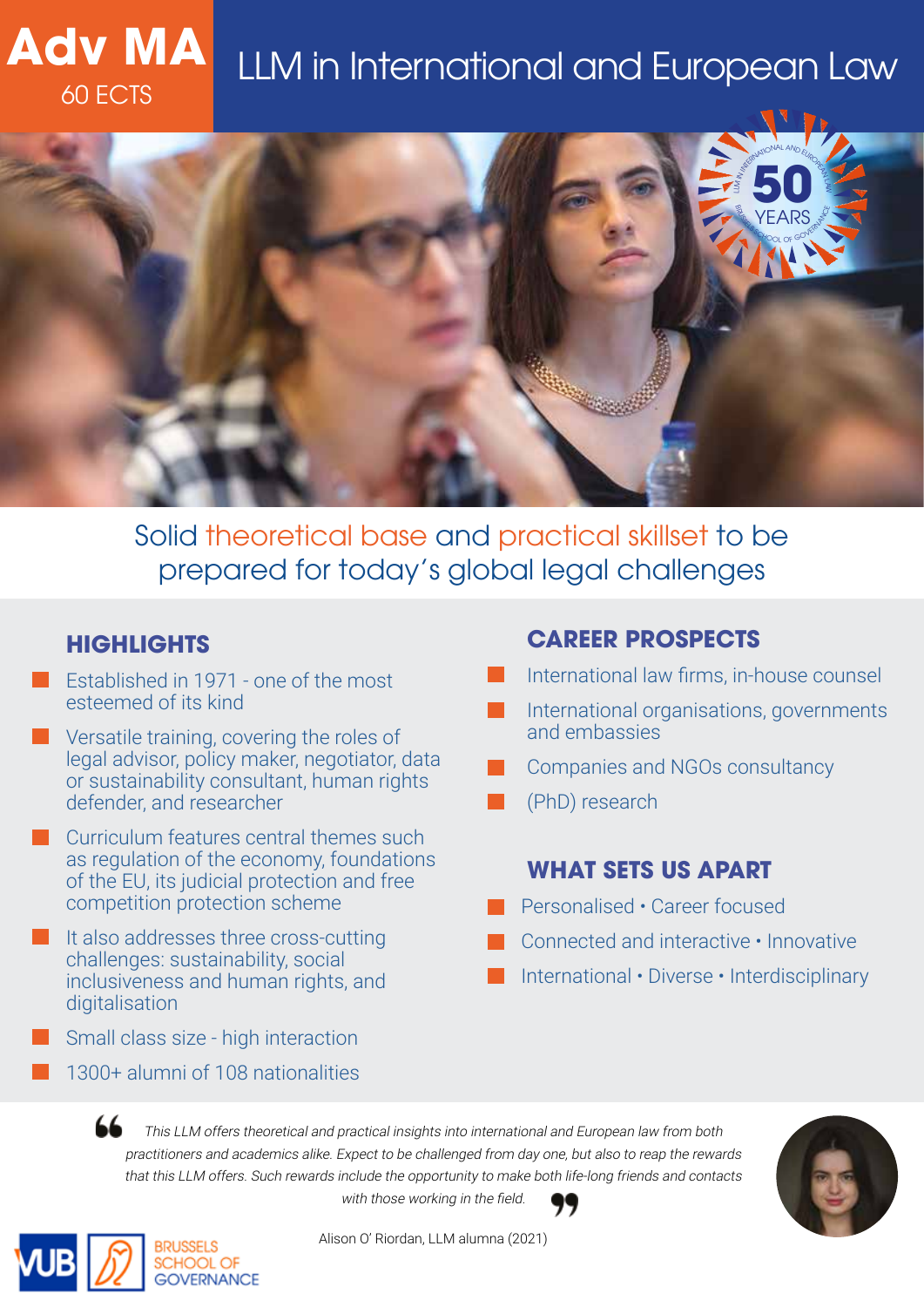# Adv MA

60 ECTS

# LLM in International and European Law

Solid theoretical base and practical skillset to be prepared for today's global legal challenges

## HIGHLIGHTS

- Established in 1971 - one of the most esteemed of its kind
- Versatile training, covering the roles of legal advisor, policy maker, negotiator, data or sustainability consultant, human rights defender, and researcher
- Curriculum features central themes such as regulation of the economy, foundations of the EU, its judicial protection and free competition protection scheme
- It also addresses three cross-cutting challenges: sustainability, social inclusiveness and human rights, and digitalisation
- Small class size - high interaction
- 1300+ alumni of 108 nationalities

## CAREER PROSPECTS

- International law firms, in-house counsel
- International organisations, governments and embassies
- Companies and NGOs consultancy
- (PhD) research

## WHAT SETS US APART

- Personalised • Career focused
- Connected and interactive • Innovative
- International • Diverse • Interdisciplinary

> *This LLM offers theoretical and practical insights into international and European law from both practitioners and academics alike. Expect to be challenged from day one, but also to reap the rewards that this LLM offers. Such rewards include the opportunity to make both life-long friends and contacts with those working in the field.*

Alison O' Riordan, LLM alumna (2021)

VUB | BRUSSELS SCHOOL OF GOVERNANCE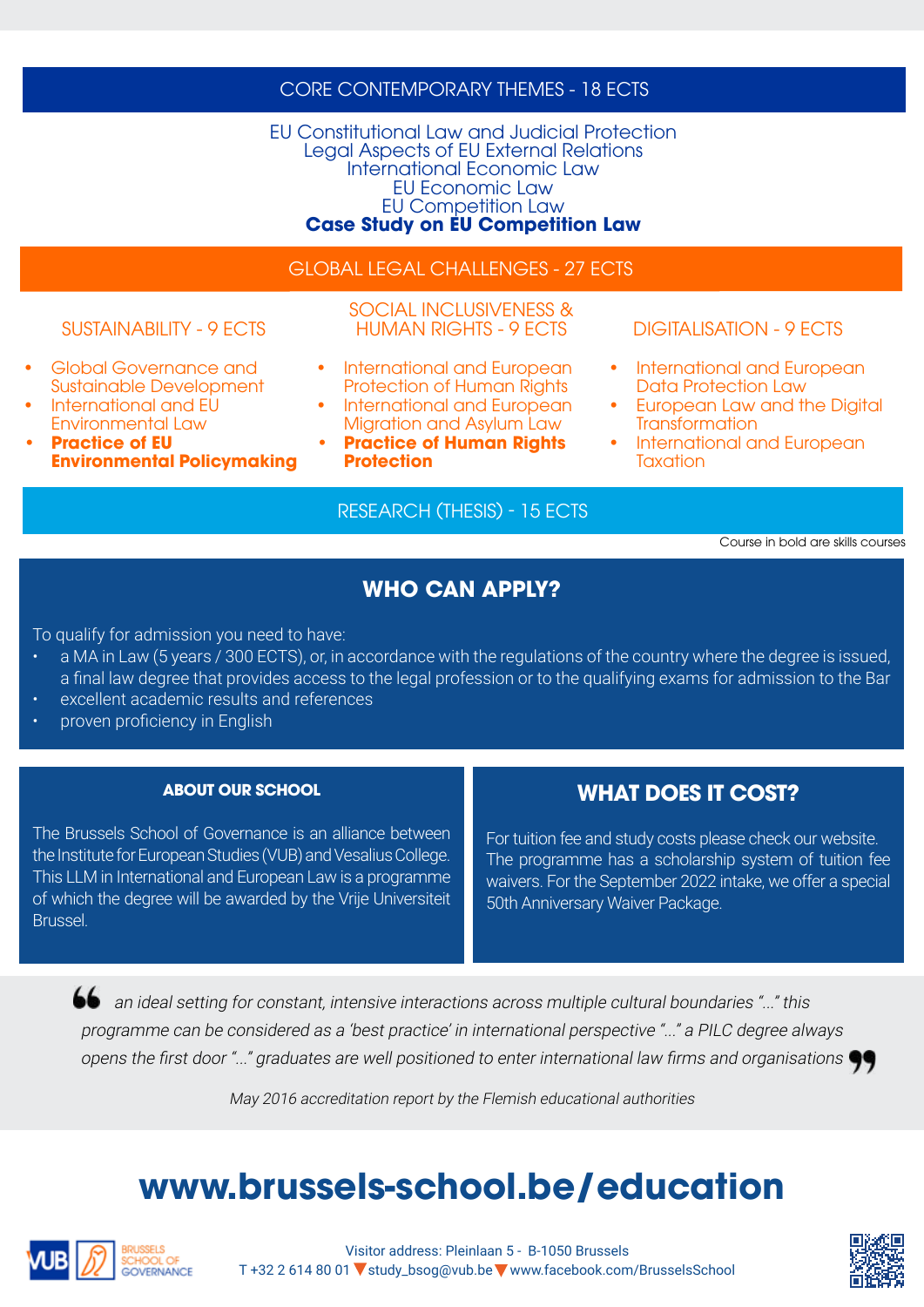## CORE CONTEMPORARY THEMES - 18 ECTS

EU Constitutional Law and Judicial Protection
Legal Aspects of EU External Relations
International Economic Law
EU Economic Law
EU Competition Law
**Case Study on EU Competition Law**

## GLOBAL LEGAL CHALLENGES - 27 ECTS

### SUSTAINABILITY - 9 ECTS

- Global Governance and Sustainable Development
- International and EU Environmental Law
- **Practice of EU Environmental Policymaking**

### SOCIAL INCLUSIVENESS & HUMAN RIGHTS - 9 ECTS

- International and European Protection of Human Rights
- International and European Migration and Asylum Law
- **Practice of Human Rights Protection**

### DIGITALISATION - 9 ECTS

- International and European Data Protection Law
- European Law and the Digital Transformation
- International and European Taxation

## RESEARCH (THESIS) - 15 ECTS

Course in bold are skills courses

## WHO CAN APPLY?

To qualify for admission you need to have:

- a MA in Law (5 years / 300 ECTS), or, in accordance with the regulations of the country where the degree is issued, a final law degree that provides access to the legal profession or to the qualifying exams for admission to the Bar
- excellent academic results and references
- proven proficiency in English

### ABOUT OUR SCHOOL

The Brussels School of Governance is an alliance between the Institute for European Studies (VUB) and Vesalius College. This LLM in International and European Law is a programme of which the degree will be awarded by the Vrije Universiteit Brussel.

## WHAT DOES IT COST?

For tuition fee and study costs please check our website. The programme has a scholarship system of tuition fee waivers. For the September 2022 intake, we offer a special 50th Anniversary Waiver Package.

> *“ an ideal setting for constant, intensive interactions across multiple cultural boundaries “...” this programme can be considered as a ‘best practice’ in international perspective “...” a PILC degree always opens the first door “...” graduates are well positioned to enter international law firms and organisations ”*
>
> *May 2016 accreditation report by the Flemish educational authorities*

# www.brussels-school.be/education

VUB | BRUSSELS SCHOOL OF GOVERNANCE

Visitor address: Pleinlaan 5 - B-1050 Brussels
T +32 2 614 80 01 ▼ study_bsog@vub.be ▼ www.facebook.com/BrusselsSchool